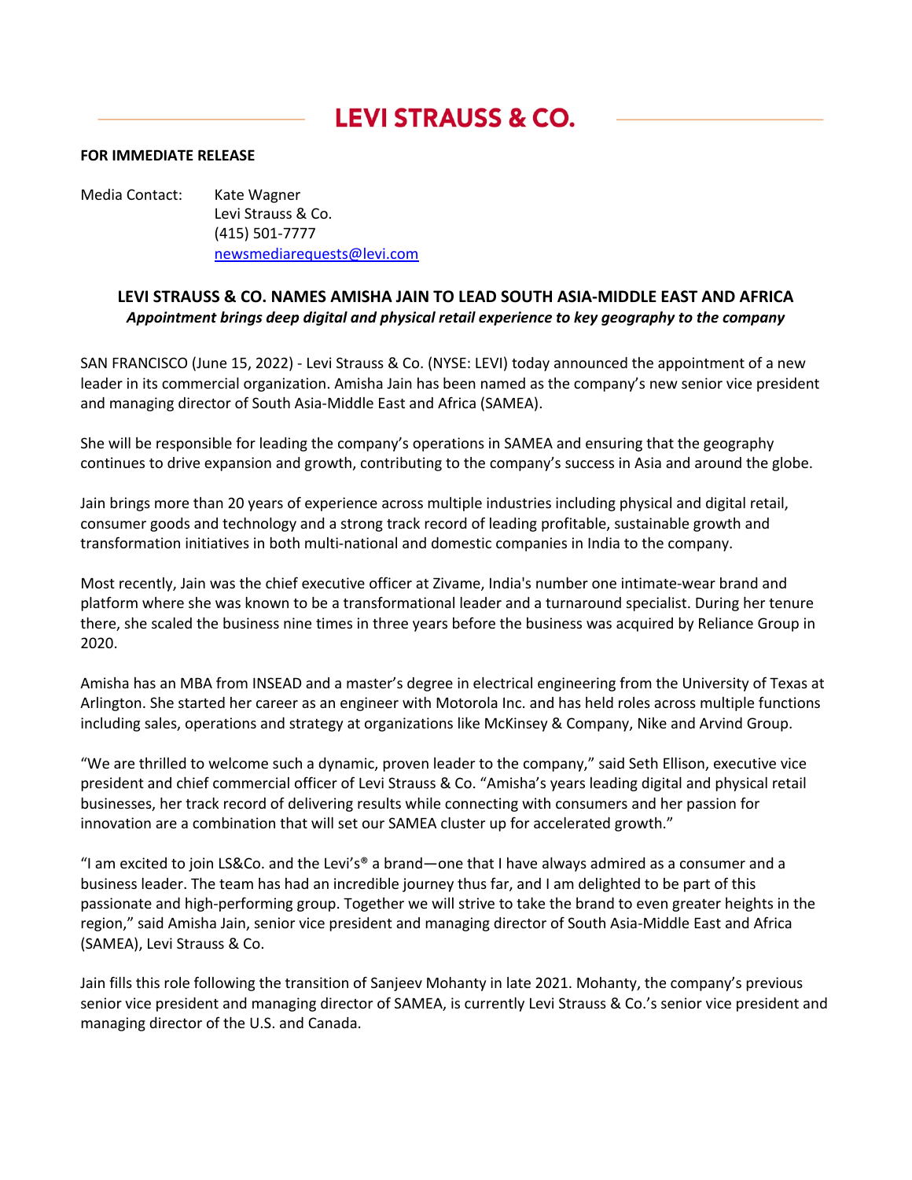# LEVI STRAUSS & CO.

**FOR IMMEDIATE RELEASE**

Media Contact: Kate Wagner
Levi Strauss & Co.
(415) 501-7777
newsmediarequests@levi.com

## LEVI STRAUSS & CO. NAMES AMISHA JAIN TO LEAD SOUTH ASIA-MIDDLE EAST AND AFRICA

***Appointment brings deep digital and physical retail experience to key geography to the company***

SAN FRANCISCO (June 15, 2022) - Levi Strauss & Co. (NYSE: LEVI) today announced the appointment of a new leader in its commercial organization. Amisha Jain has been named as the company's new senior vice president and managing director of South Asia-Middle East and Africa (SAMEA).

She will be responsible for leading the company's operations in SAMEA and ensuring that the geography continues to drive expansion and growth, contributing to the company's success in Asia and around the globe.

Jain brings more than 20 years of experience across multiple industries including physical and digital retail, consumer goods and technology and a strong track record of leading profitable, sustainable growth and transformation initiatives in both multi-national and domestic companies in India to the company.

Most recently, Jain was the chief executive officer at Zivame, India's number one intimate-wear brand and platform where she was known to be a transformational leader and a turnaround specialist. During her tenure there, she scaled the business nine times in three years before the business was acquired by Reliance Group in 2020.

Amisha has an MBA from INSEAD and a master's degree in electrical engineering from the University of Texas at Arlington. She started her career as an engineer with Motorola Inc. and has held roles across multiple functions including sales, operations and strategy at organizations like McKinsey & Company, Nike and Arvind Group.

"We are thrilled to welcome such a dynamic, proven leader to the company," said Seth Ellison, executive vice president and chief commercial officer of Levi Strauss & Co. "Amisha's years leading digital and physical retail businesses, her track record of delivering results while connecting with consumers and her passion for innovation are a combination that will set our SAMEA cluster up for accelerated growth."

"I am excited to join LS&Co. and the Levi's® a brand—one that I have always admired as a consumer and a business leader. The team has had an incredible journey thus far, and I am delighted to be part of this passionate and high-performing group. Together we will strive to take the brand to even greater heights in the region," said Amisha Jain, senior vice president and managing director of South Asia-Middle East and Africa (SAMEA), Levi Strauss & Co.

Jain fills this role following the transition of Sanjeev Mohanty in late 2021. Mohanty, the company's previous senior vice president and managing director of SAMEA, is currently Levi Strauss & Co.'s senior vice president and managing director of the U.S. and Canada.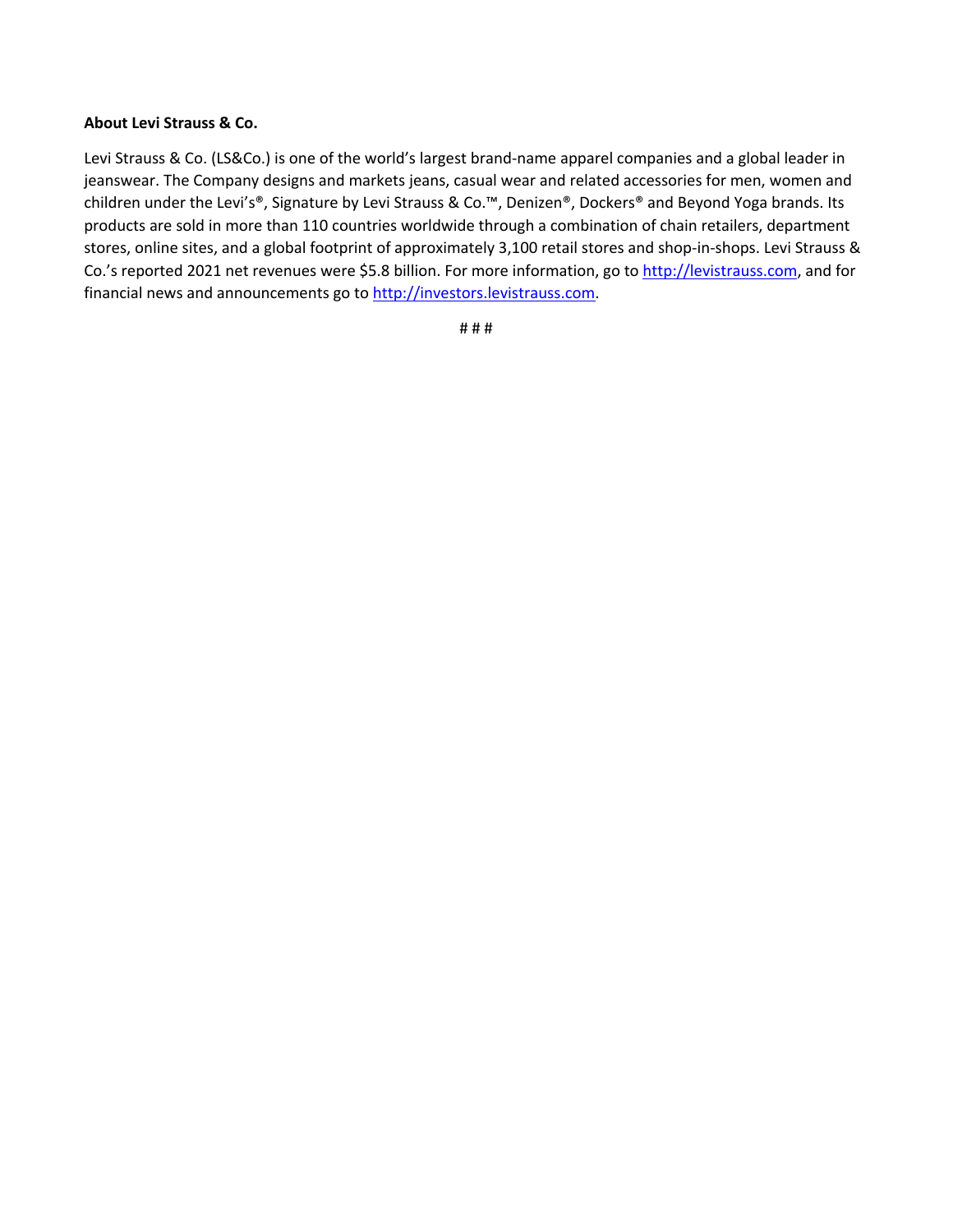**About Levi Strauss & Co.**

Levi Strauss & Co. (LS&Co.) is one of the world's largest brand-name apparel companies and a global leader in jeanswear. The Company designs and markets jeans, casual wear and related accessories for men, women and children under the Levi's®, Signature by Levi Strauss & Co.™, Denizen®, Dockers® and Beyond Yoga brands. Its products are sold in more than 110 countries worldwide through a combination of chain retailers, department stores, online sites, and a global footprint of approximately 3,100 retail stores and shop-in-shops. Levi Strauss & Co.'s reported 2021 net revenues were $5.8 billion. For more information, go to http://levistrauss.com, and for financial news and announcements go to http://investors.levistrauss.com.

# # #